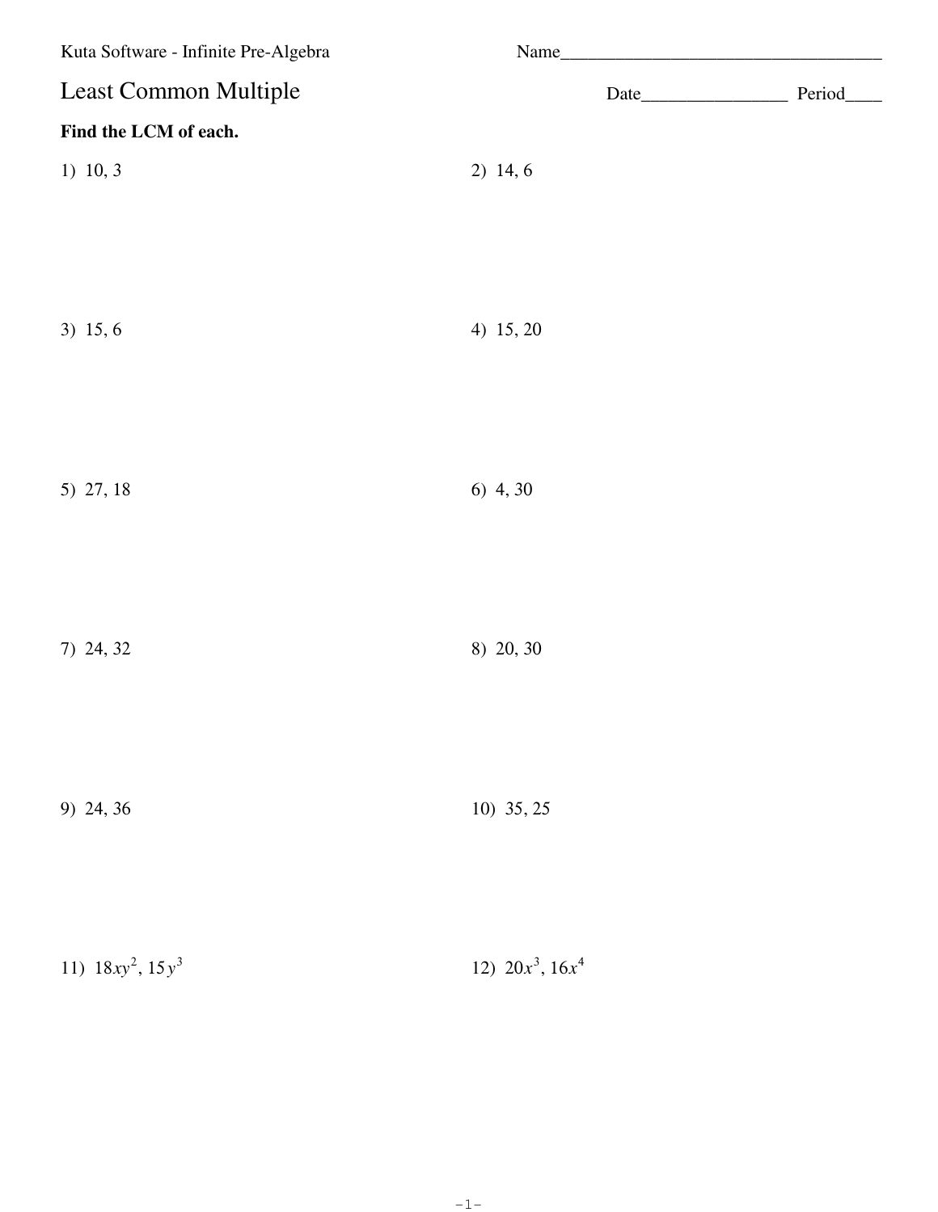Kuta Software - Infinite Pre-Algebra

Name___________________________________

# Least Common Multiple

Date________________ Period____

**Find the LCM of each.**

1) 10, 3

2) 14, 6

3) 15, 6

4) 15, 20

5) 27, 18

6) 4, 30

7) 24, 32

8) 20, 30

9) 24, 36

10) 35, 25

11) $18xy^2$, $15y^3$

12) $20x^3$, $16x^4$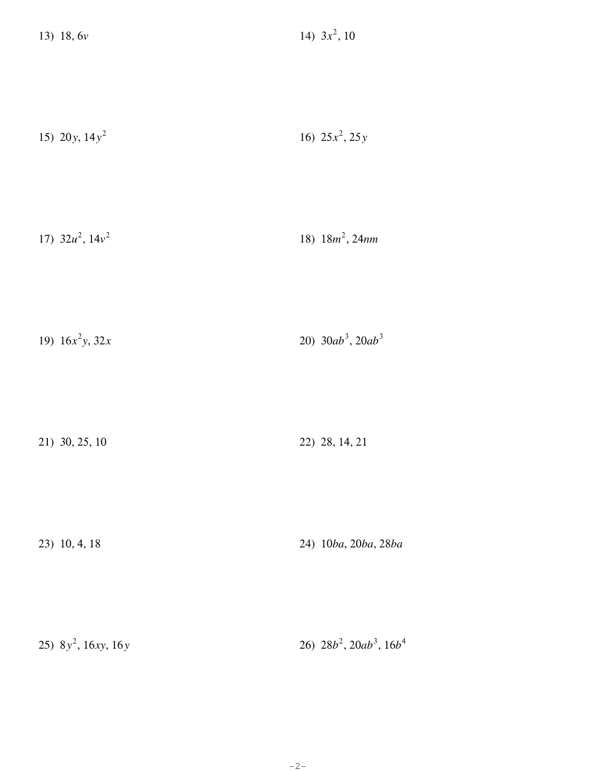13) $18, 6v$

14) $3x^2, 10$

15) $20y, 14y^2$

16) $25x^2, 25y$

17) $32u^2, 14v^2$

18) $18m^2, 24nm$

19) $16x^2y, 32x$

20) $30ab^3, 20ab^3$

21) $30, 25, 10$

22) $28, 14, 21$

23) $10, 4, 18$

24) $10ba, 20ba, 28ba$

25) $8y^2, 16xy, 16y$

26) $28b^2, 20ab^3, 16b^4$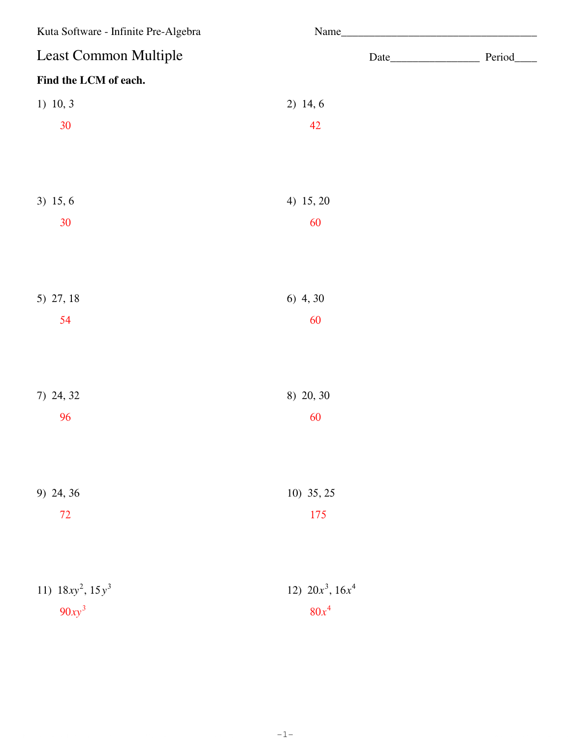Kuta Software - Infinite Pre-Algebra

Name___________________________________

# Least Common Multiple

Date________________ Period____

**Find the LCM of each.**

1) 10, 3

30

2) 14, 6

42

3) 15, 6

30

4) 15, 20

60

5) 27, 18

54

6) 4, 30

60

7) 24, 32

96

8) 20, 30

60

9) 24, 36

72

10) 35, 25

175

11) $18xy^2$, $15y^3$

$90xy^3$

12) $20x^3$, $16x^4$

$80x^4$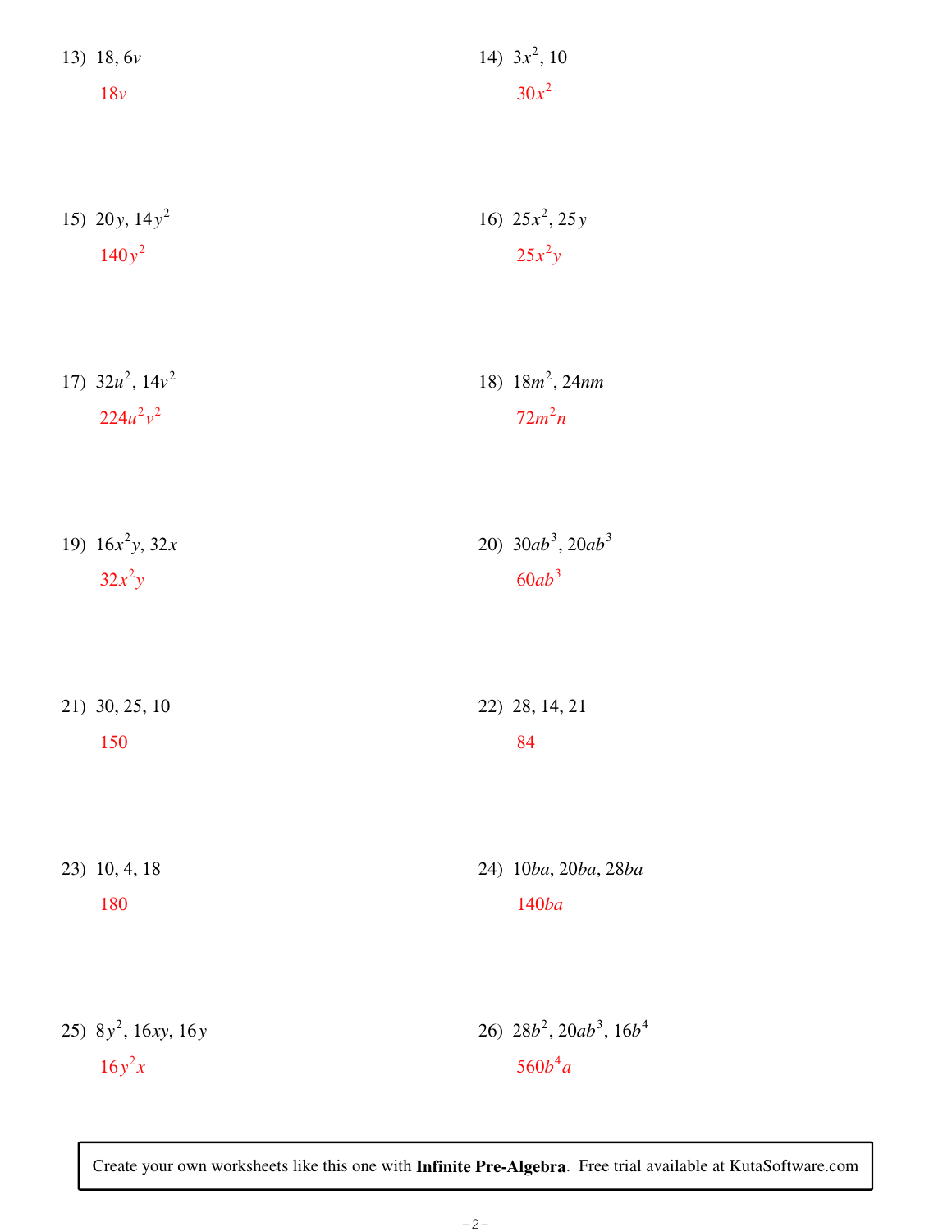13) $18, 6v$

$18v$

14) $3x^2, 10$

$30x^2$

15) $20y, 14y^2$

$140y^2$

16) $25x^2, 25y$

$25x^2y$

17) $32u^2, 14v^2$

$224u^2v^2$

18) $18m^2, 24nm$

$72m^2n$

19) $16x^2y, 32x$

$32x^2y$

20) $30ab^3, 20ab^3$

$60ab^3$

21) $30, 25, 10$

$150$

22) $28, 14, 21$

$84$

23) $10, 4, 18$

$180$

24) $10ba, 20ba, 28ba$

$140ba$

25) $8y^2, 16xy, 16y$

$16y^2x$

26) $28b^2, 20ab^3, 16b^4$

$560b^4a$

Create your own worksheets like this one with **Infinite Pre-Algebra**. Free trial available at KutaSoftware.com